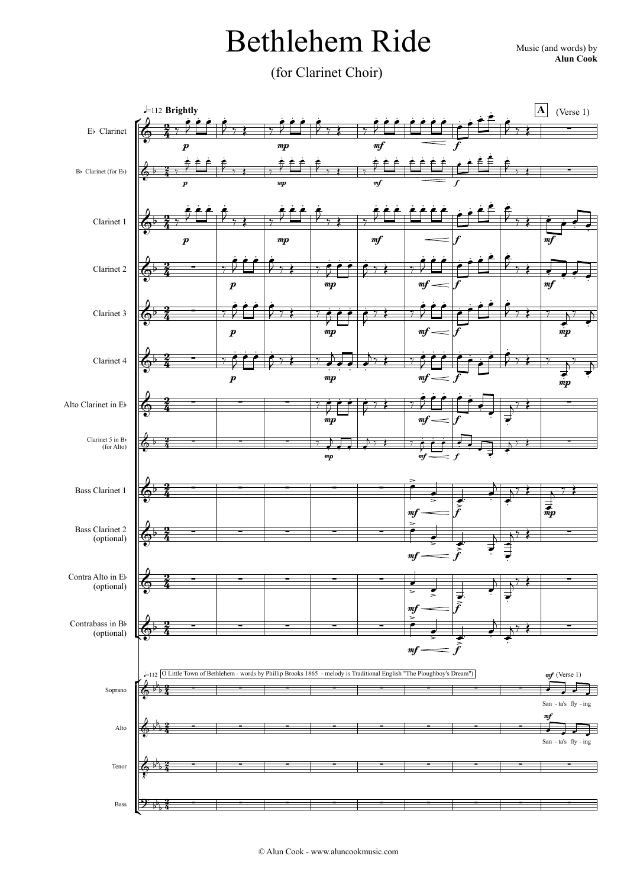# Bethlehem Ride

(for Clarinet Choir)

Music (and words) by
**Alun Cook**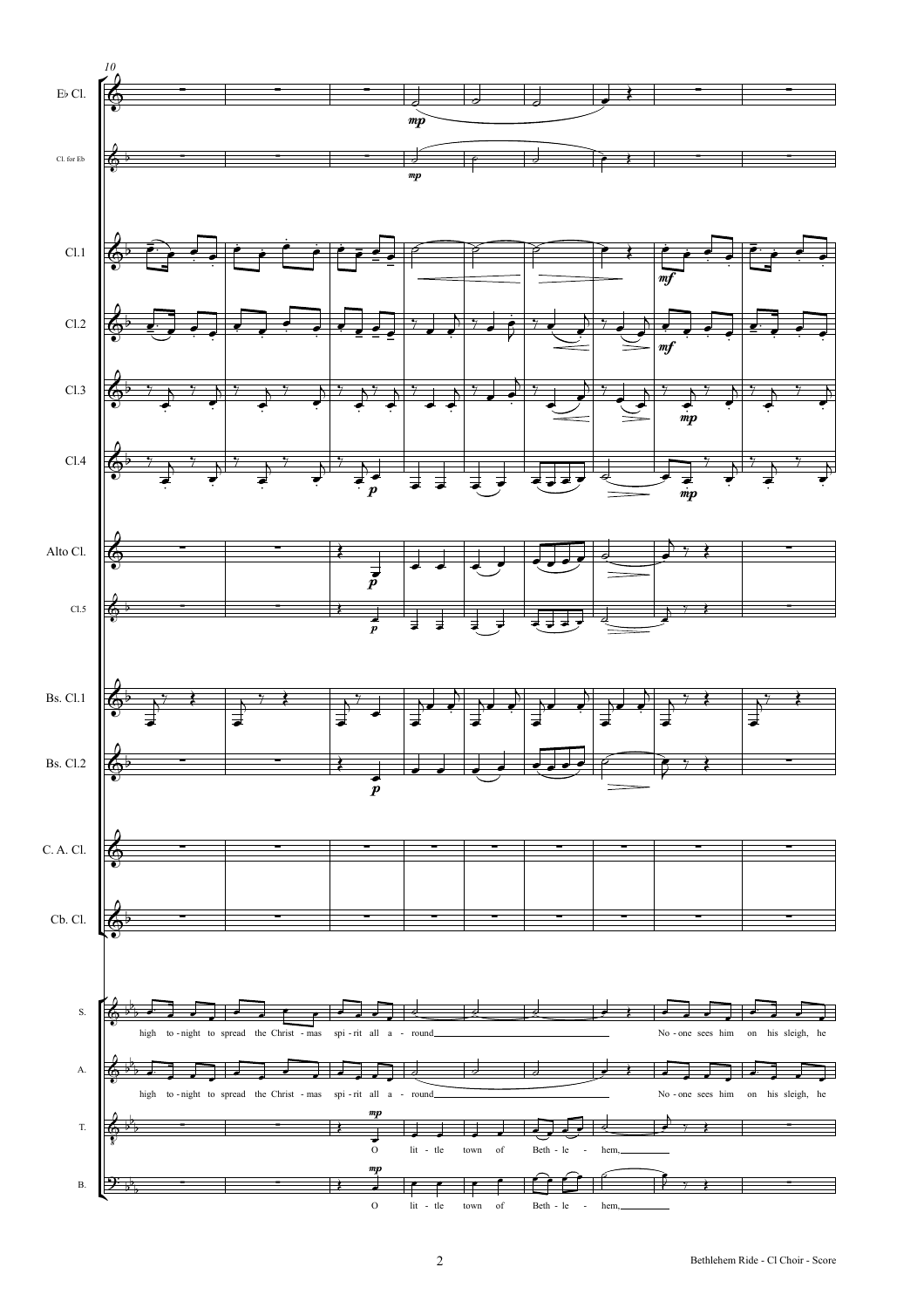high to-night to spread the Christ-mas spi-rit all a-round No-one sees him on his sleigh, he

O lit-tle town of Beth-le-hem,